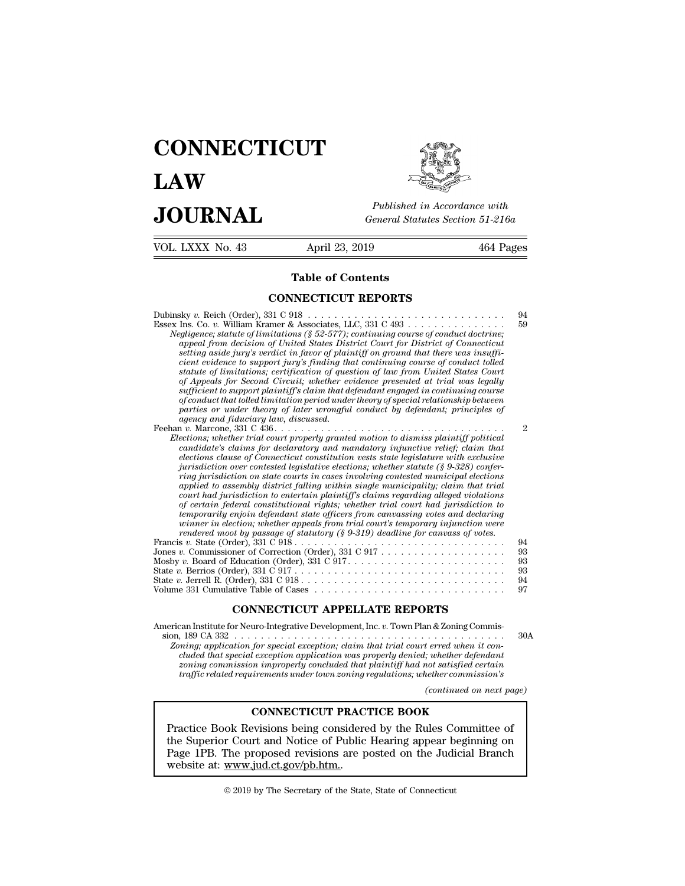# CONNECTICUT LAW JOURNAL

*Published in Accordance with General Statutes Section 51-216a*

VOL. LXXX No. 43 April 23, 2019 464 Pages

## Table of Contents

### CONNECTICUT REPORTS

Dubinsky *v.* Reich (Order), 331 C 918 . . . . . . . . . . . . . . . . . . . . . . . . . . . . . . . 94

Essex Ins. Co. *v.* William Kramer & Associates, LLC, 331 C 493 . . . . . . . . . . . . . . . 59

*Negligence; statute of limitations (§ 52-577); continuing course of conduct doctrine; appeal from decision of United States District Court for District of Connecticut setting aside jury's verdict in favor of plaintiff on ground that there was insufficient evidence to support jury's finding that continuing course of conduct tolled statute of limitations; certification of question of law from United States Court of Appeals for Second Circuit; whether evidence presented at trial was legally sufficient to support plaintiff's claim that defendant engaged in continuing course of conduct that tolled limitation period under theory of special relationship between parties or under theory of later wrongful conduct by defendant; principles of agency and fiduciary law, discussed.*

Feehan *v.* Marcone, 331 C 436. . . . . . . . . . . . . . . . . . . . . . . . . . . . . . . . . . . . . 2

*Elections; whether trial court properly granted motion to dismiss plaintiff political candidate's claims for declaratory and mandatory injunctive relief; claim that elections clause of Connecticut constitution vests state legislature with exclusive jurisdiction over contested legislative elections; whether statute (§ 9-328) conferring jurisdiction on state courts in cases involving contested municipal elections applied to assembly district falling within single municipality; claim that trial court had jurisdiction to entertain plaintiff's claims regarding alleged violations of certain federal constitutional rights; whether trial court had jurisdiction to temporarily enjoin defendant state officers from canvassing votes and declaring winner in election; whether appeals from trial court's temporary injunction were rendered moot by passage of statutory (§ 9-319) deadline for canvass of votes.*

Francis *v.* State (Order), 331 C 918 . . . . . . . . . . . . . . . . . . . . . . . . . . . . . . . . . 94

Jones *v.* Commissioner of Correction (Order), 331 C 917 . . . . . . . . . . . . . . . . . . . . 93

Mosby *v.* Board of Education (Order), 331 C 917. . . . . . . . . . . . . . . . . . . . . . . . . 93

State *v.* Berrios (Order), 331 C 917 . . . . . . . . . . . . . . . . . . . . . . . . . . . . . . . . . 93

State *v.* Jerrell R. (Order), 331 C 918 . . . . . . . . . . . . . . . . . . . . . . . . . . . . . . . . 94

Volume 331 Cumulative Table of Cases . . . . . . . . . . . . . . . . . . . . . . . . . . . . . . 97

### CONNECTICUT APPELLATE REPORTS

American Institute for Neuro-Integrative Development, Inc. *v.* Town Plan & Zoning Commission, 189 CA 332 . . . . . . . . . . . . . . . . . . . . . . . . . . . . . . . . . . . . . . . . . . . 30A

*Zoning; application for special exception; claim that trial court erred when it concluded that special exception application was properly denied; whether defendant zoning commission improperly concluded that plaintiff had not satisfied certain traffic related requirements under town zoning regulations; whether commission's*

*(continued on next page)*

### CONNECTICUT PRACTICE BOOK

Practice Book Revisions being considered by the Rules Committee of the Superior Court and Notice of Public Hearing appear beginning on Page 1PB. The proposed revisions are posted on the Judicial Branch website at: www.jud.ct.gov/pb.htm..

© 2019 by The Secretary of the State, State of Connecticut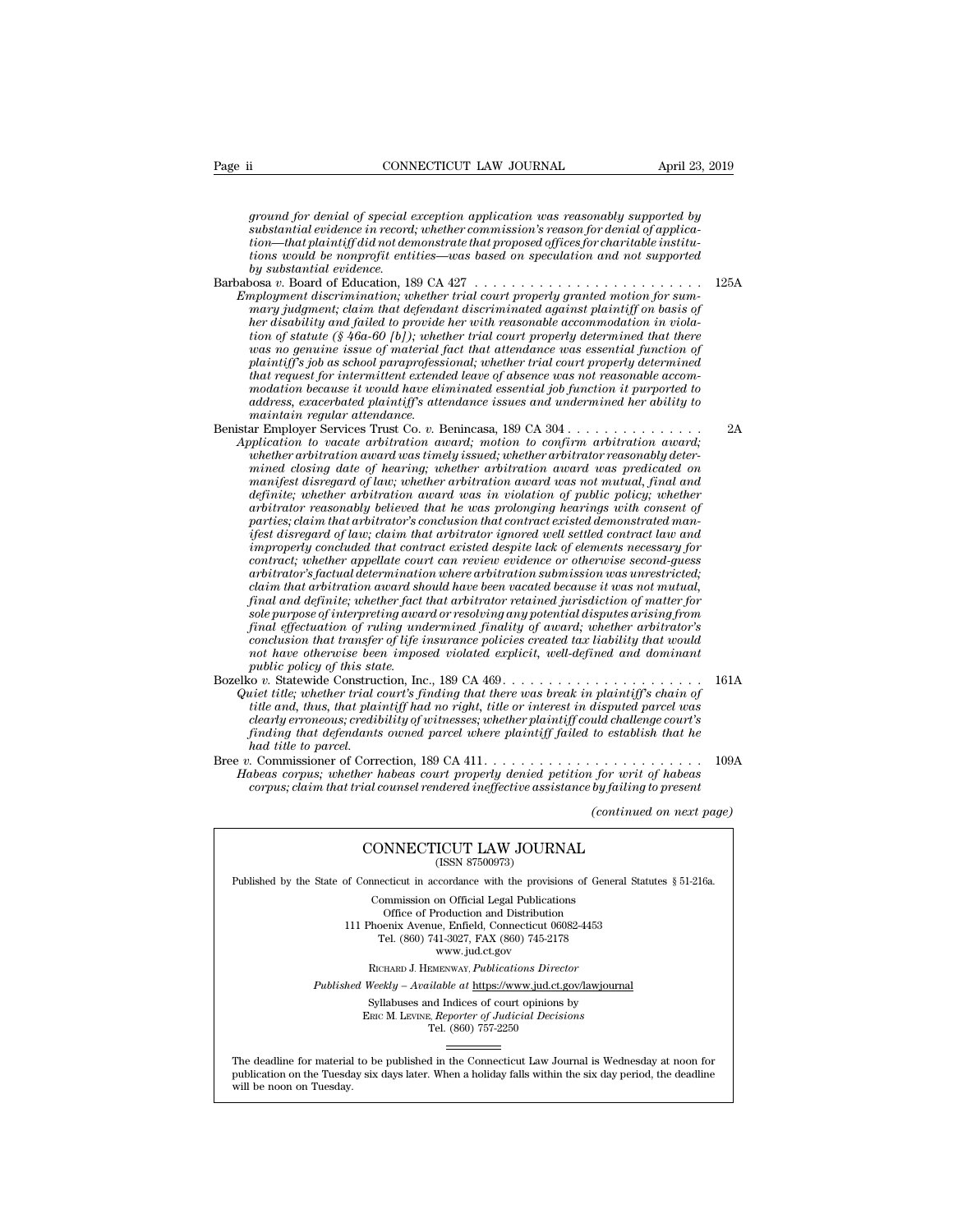*ground for denial of special exception application was reasonably supported by substantial evidence in record; whether commission's reason for denial of application—that plaintiff did not demonstrate that proposed offices for charitable institutions would be nonprofit entities—was based on speculation and not supported by substantial evidence.*

Barbabosa *v.* Board of Education, 189 CA 427 . . . . . . . . . . . . . . . . . . . . . . . . . 125A
*Employment discrimination; whether trial court properly granted motion for summary judgment; claim that defendant discriminated against plaintiff on basis of her disability and failed to provide her with reasonable accommodation in violation of statute (§ 46a-60 [b]); whether trial court properly determined that there was no genuine issue of material fact that attendance was essential function of plaintiff's job as school paraprofessional; whether trial court properly determined that request for intermittent extended leave of absence was not reasonable accommodation because it would have eliminated essential job function it purported to address, exacerbated plaintiff's attendance issues and undermined her ability to maintain regular attendance.*

Benistar Employer Services Trust Co. *v.* Benincasa, 189 CA 304 . . . . . . . . . . . . . . 2A
*Application to vacate arbitration award; motion to confirm arbitration award; whether arbitration award was timely issued; whether arbitrator reasonably determined closing date of hearing; whether arbitration award was predicated on manifest disregard of law; whether arbitration award was not mutual, final and definite; whether arbitration award was in violation of public policy; whether arbitrator reasonably believed that he was prolonging hearings with consent of parties; claim that arbitrator's conclusion that contract existed demonstrated manifest disregard of law; claim that arbitrator ignored well settled contract law and improperly concluded that contract existed despite lack of elements necessary for contract; whether appellate court can review evidence or otherwise second-guess arbitrator's factual determination where arbitration submission was unrestricted; claim that arbitration award should have been vacated because it was not mutual, final and definite; whether fact that arbitrator retained jurisdiction of matter for sole purpose of interpreting award or resolving any potential disputes arising from final effectuation of ruling undermined finality of award; whether arbitrator's conclusion that transfer of life insurance policies created tax liability that would not have otherwise been imposed violated explicit, well-defined and dominant public policy of this state.*

Bozelko *v.* Statewide Construction, Inc., 189 CA 469 . . . . . . . . . . . . . . . . . . . . . . 161A
*Quiet title; whether trial court's finding that there was break in plaintiff's chain of title and, thus, that plaintiff had no right, title or interest in disputed parcel was clearly erroneous; credibility of witnesses; whether plaintiff could challenge court's finding that defendants owned parcel where plaintiff failed to establish that he had title to parcel.*

Bree *v.* Commissioner of Correction, 189 CA 411 . . . . . . . . . . . . . . . . . . . . . . . . 109A
*Habeas corpus; whether habeas court properly denied petition for writ of habeas corpus; claim that trial counsel rendered ineffective assistance by failing to present*

*(continued on next page)*

---

**CONNECTICUT LAW JOURNAL**
(ISSN 87500973)

Published by the State of Connecticut in accordance with the provisions of General Statutes § 51-216a.

Commission on Official Legal Publications
Office of Production and Distribution
111 Phoenix Avenue, Enfield, Connecticut 06082-4453
Tel. (860) 741-3027, FAX (860) 745-2178
www.jud.ct.gov

RICHARD J. HEMENWAY, *Publications Director*

*Published Weekly – Available at* https://www.jud.ct.gov/lawjournal

Syllabuses and Indices of court opinions by
ERIC M. LEVINE, *Reporter of Judicial Decisions*
Tel. (860) 757-2250

The deadline for material to be published in the Connecticut Law Journal is Wednesday at noon for publication on the Tuesday six days later. When a holiday falls within the six day period, the deadline will be noon on Tuesday.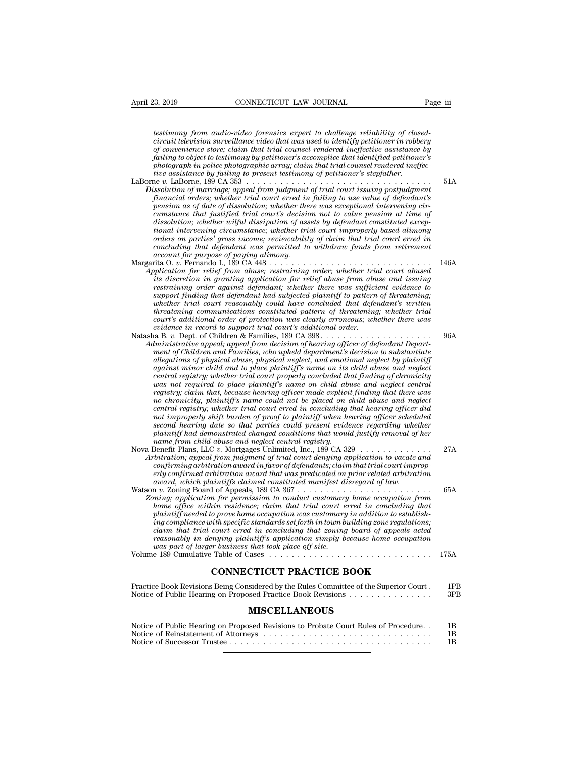*testimony from audio-video forensics expert to challenge reliability of closed-circuit television surveillance video that was used to identify petitioner in robbery of convenience store; claim that trial counsel rendered ineffective assistance by failing to object to testimony by petitioner's accomplice that identified petitioner's photograph in police photographic array; claim that trial counsel rendered ineffective assistance by failing to present testimony of petitioner's stepfather.*

LaBorne *v.* LaBorne, 189 CA 353 . . . . . . . . . . . . . . . . . . . . . . . . . . . . . . . . . . . 51A

*Dissolution of marriage; appeal from judgment of trial court issuing postjudgment financial orders; whether trial court erred in failing to use value of defendant's pension as of date of dissolution; whether there was exceptional intervening circumstance that justified trial court's decision not to value pension at time of dissolution; whether wilful dissipation of assets by defendant constituted exceptional intervening circumstance; whether trial court improperly based alimony orders on parties' gross income; reviewability of claim that trial court erred in concluding that defendant was permitted to withdraw funds from retirement account for purpose of paying alimony.*

Margarita O. *v.* Fernando I., 189 CA 448 . . . . . . . . . . . . . . . . . . . . . . . . . . . . . 146A

*Application for relief from abuse; restraining order; whether trial court abused its discretion in granting application for relief abuse from abuse and issuing restraining order against defendant; whether there was sufficient evidence to support finding that defendant had subjected plaintiff to pattern of threatening; whether trial court reasonably could have concluded that defendant's written threatening communications constituted pattern of threatening; whether trial court's additional order of protection was clearly erroneous; whether there was evidence in record to support trial court's additional order.*

Natasha B. *v.* Dept. of Children & Families, 189 CA 398 . . . . . . . . . . . . . . . . . . . . 96A

*Administrative appeal; appeal from decision of hearing officer of defendant Department of Children and Families, who upheld department's decision to substantiate allegations of physical abuse, physical neglect, and emotional neglect by plaintiff against minor child and to place plaintiff's name on its child abuse and neglect central registry; whether trial court properly concluded that finding of chronicity was not required to place plaintiff's name on child abuse and neglect central registry; claim that, because hearing officer made explicit finding that there was no chronicity, plaintiff's name could not be placed on child abuse and neglect central registry; whether trial court erred in concluding that hearing officer did not improperly shift burden of proof to plaintiff when hearing officer scheduled second hearing date so that parties could present evidence regarding whether plaintiff had demonstrated changed conditions that would justify removal of her name from child abuse and neglect central registry.*

Nova Benefit Plans, LLC *v.* Mortgages Unlimited, Inc., 189 CA 329 . . . . . . . . . . . . . 27A

*Arbitration; appeal from judgment of trial court denying application to vacate and confirming arbitration award in favor of defendants; claim that trial court improperly confirmed arbitration award that was predicated on prior related arbitration award, which plaintiffs claimed constituted manifest disregard of law.*

Watson *v.* Zoning Board of Appeals, 189 CA 367 . . . . . . . . . . . . . . . . . . . . . . . . . 65A

*Zoning; application for permission to conduct customary home occupation from home office within residence; claim that trial court erred in concluding that plaintiff needed to prove home occupation was customary in addition to establishing compliance with specific standards set forth in town building zone regulations; claim that trial court erred in concluding that zoning board of appeals acted reasonably in denying plaintiff's application simply because home occupation was part of larger business that took place off-site.*

Volume 189 Cumulative Table of Cases . . . . . . . . . . . . . . . . . . . . . . . . . . . . . 175A

## CONNECTICUT PRACTICE BOOK

Practice Book Revisions Being Considered by the Rules Committee of the Superior Court . 1PB

Notice of Public Hearing on Proposed Practice Book Revisions . . . . . . . . . . . . . . . 3PB

## MISCELLANEOUS

Notice of Public Hearing on Proposed Revisions to Probate Court Rules of Procedure. . 1B

Notice of Reinstatement of Attorneys . . . . . . . . . . . . . . . . . . . . . . . . . . . . . . 1B

Notice of Successor Trustee . . . . . . . . . . . . . . . . . . . . . . . . . . . . . . . . . . . 1B